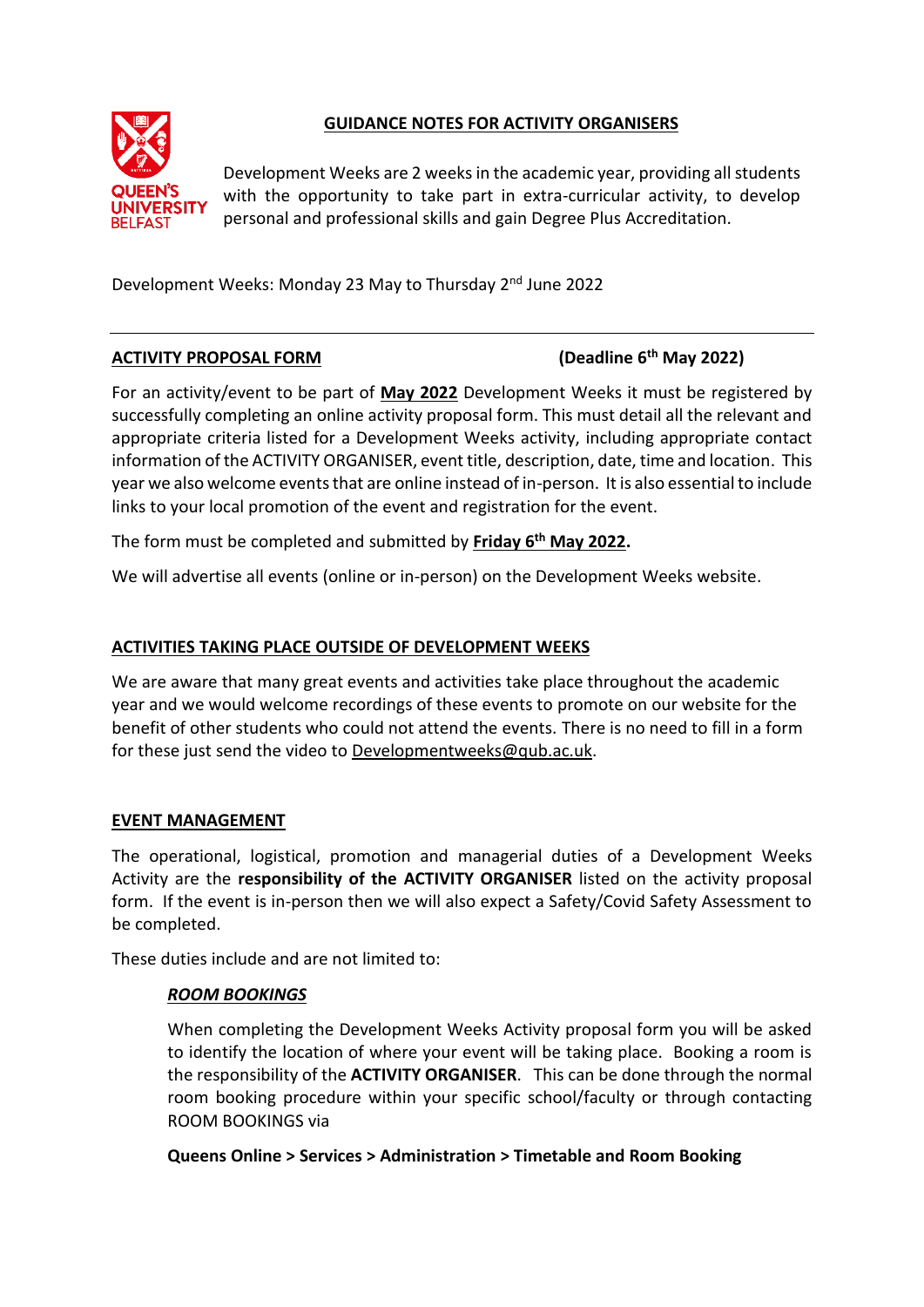## GUIDANCE NOTES FOR ACTIVITY ORGANISERS

QUEEN'S UNIVERSITY BELFAST

Development Weeks are 2 weeks in the academic year, providing all students with the opportunity to take part in extra-curricular activity, to develop personal and professional skills and gain Degree Plus Accreditation.

Development Weeks: Monday 23 May to Thursday 2nd June 2022

---

### ACTIVITY PROPOSAL FORM (Deadline 6th May 2022)

For an activity/event to be part of **May 2022** Development Weeks it must be registered by successfully completing an online activity proposal form. This must detail all the relevant and appropriate criteria listed for a Development Weeks activity, including appropriate contact information of the ACTIVITY ORGANISER, event title, description, date, time and location. This year we also welcome events that are online instead of in-person. It is also essential to include links to your local promotion of the event and registration for the event.

The form must be completed and submitted by **Friday 6th May 2022.**

We will advertise all events (online or in-person) on the Development Weeks website.

### ACTIVITIES TAKING PLACE OUTSIDE OF DEVELOPMENT WEEKS

We are aware that many great events and activities take place throughout the academic year and we would welcome recordings of these events to promote on our website for the benefit of other students who could not attend the events. There is no need to fill in a form for these just send the video to Developmentweeks@qub.ac.uk.

### EVENT MANAGEMENT

The operational, logistical, promotion and managerial duties of a Development Weeks Activity are the **responsibility of the ACTIVITY ORGANISER** listed on the activity proposal form. If the event is in-person then we will also expect a Safety/Covid Safety Assessment to be completed.

These duties include and are not limited to:

#### *ROOM BOOKINGS*

When completing the Development Weeks Activity proposal form you will be asked to identify the location of where your event will be taking place. Booking a room is the responsibility of the **ACTIVITY ORGANISER**. This can be done through the normal room booking procedure within your specific school/faculty or through contacting ROOM BOOKINGS via

**Queens Online > Services > Administration > Timetable and Room Booking**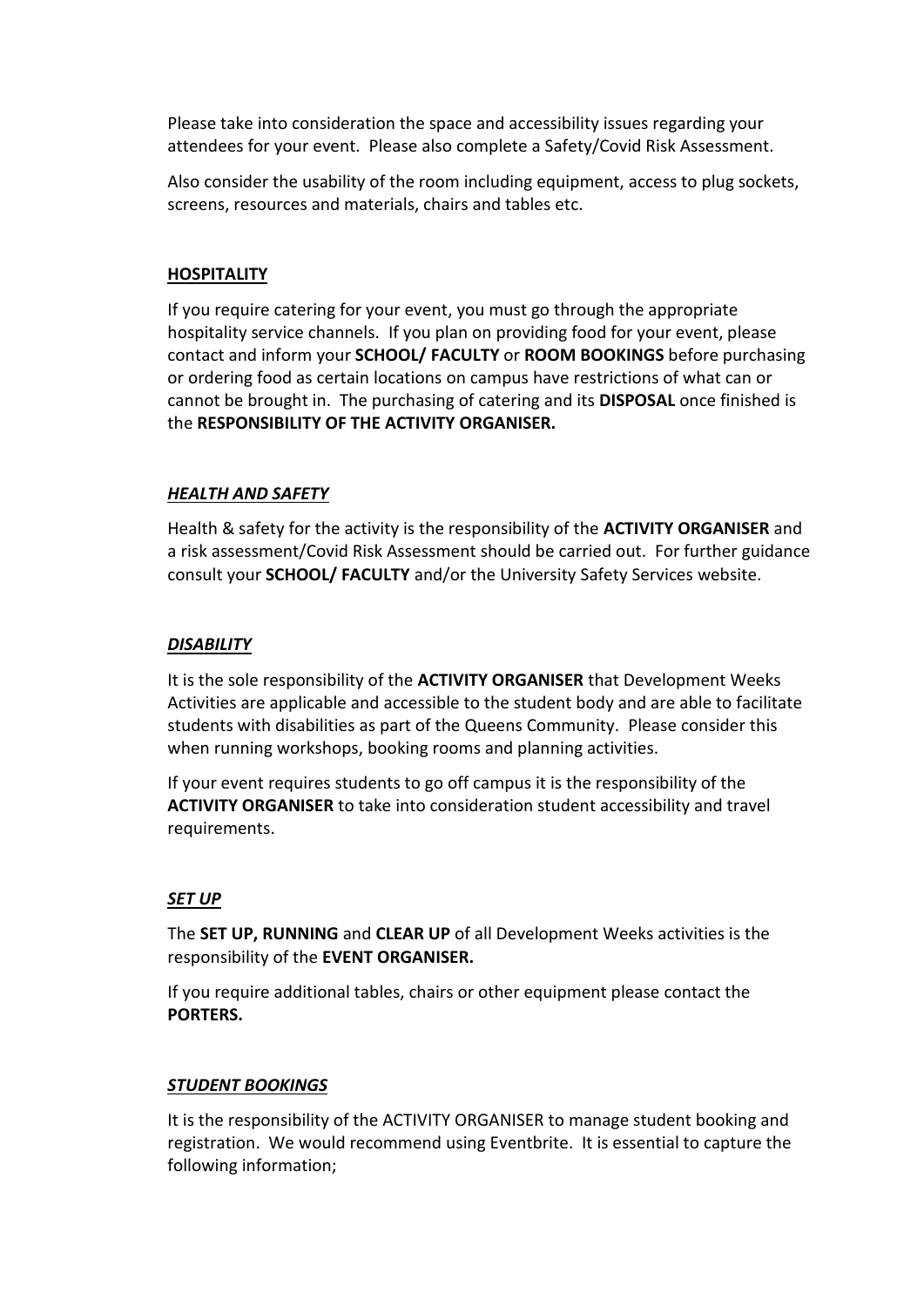Please take into consideration the space and accessibility issues regarding your attendees for your event. Please also complete a Safety/Covid Risk Assessment.

Also consider the usability of the room including equipment, access to plug sockets, screens, resources and materials, chairs and tables etc.

## HOSPITALITY

If you require catering for your event, you must go through the appropriate hospitality service channels. If you plan on providing food for your event, please contact and inform your **SCHOOL/ FACULTY** or **ROOM BOOKINGS** before purchasing or ordering food as certain locations on campus have restrictions of what can or cannot be brought in. The purchasing of catering and its **DISPOSAL** once finished is the **RESPONSIBILITY OF THE ACTIVITY ORGANISER.**

## *HEALTH AND SAFETY*

Health & safety for the activity is the responsibility of the **ACTIVITY ORGANISER** and a risk assessment/Covid Risk Assessment should be carried out. For further guidance consult your **SCHOOL/ FACULTY** and/or the University Safety Services website.

## *DISABILITY*

It is the sole responsibility of the **ACTIVITY ORGANISER** that Development Weeks Activities are applicable and accessible to the student body and are able to facilitate students with disabilities as part of the Queens Community. Please consider this when running workshops, booking rooms and planning activities.

If your event requires students to go off campus it is the responsibility of the **ACTIVITY ORGANISER** to take into consideration student accessibility and travel requirements.

## *SET UP*

The **SET UP, RUNNING** and **CLEAR UP** of all Development Weeks activities is the responsibility of the **EVENT ORGANISER.**

If you require additional tables, chairs or other equipment please contact the **PORTERS.**

## *STUDENT BOOKINGS*

It is the responsibility of the ACTIVITY ORGANISER to manage student booking and registration. We would recommend using Eventbrite. It is essential to capture the following information;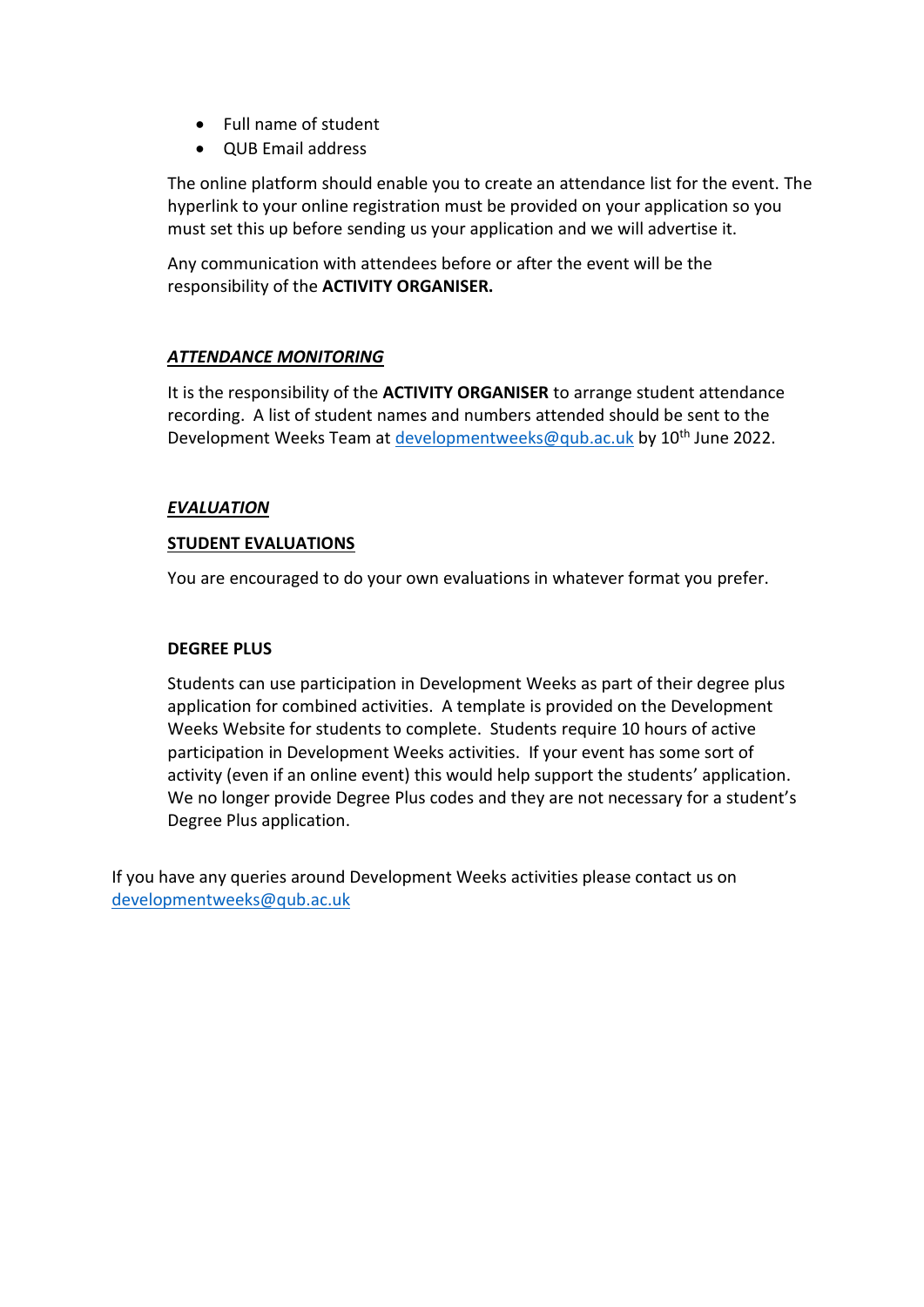- Full name of student
- QUB Email address

The online platform should enable you to create an attendance list for the event. The hyperlink to your online registration must be provided on your application so you must set this up before sending us your application and we will advertise it.

Any communication with attendees before or after the event will be the responsibility of the **ACTIVITY ORGANISER.**

## ***ATTENDANCE MONITORING***

It is the responsibility of the **ACTIVITY ORGANISER** to arrange student attendance recording. A list of student names and numbers attended should be sent to the Development Weeks Team at developmentweeks@qub.ac.uk by 10th June 2022.

## ***EVALUATION***

### **STUDENT EVALUATIONS**

You are encouraged to do your own evaluations in whatever format you prefer.

### **DEGREE PLUS**

Students can use participation in Development Weeks as part of their degree plus application for combined activities. A template is provided on the Development Weeks Website for students to complete. Students require 10 hours of active participation in Development Weeks activities. If your event has some sort of activity (even if an online event) this would help support the students' application. We no longer provide Degree Plus codes and they are not necessary for a student's Degree Plus application.

If you have any queries around Development Weeks activities please contact us on developmentweeks@qub.ac.uk